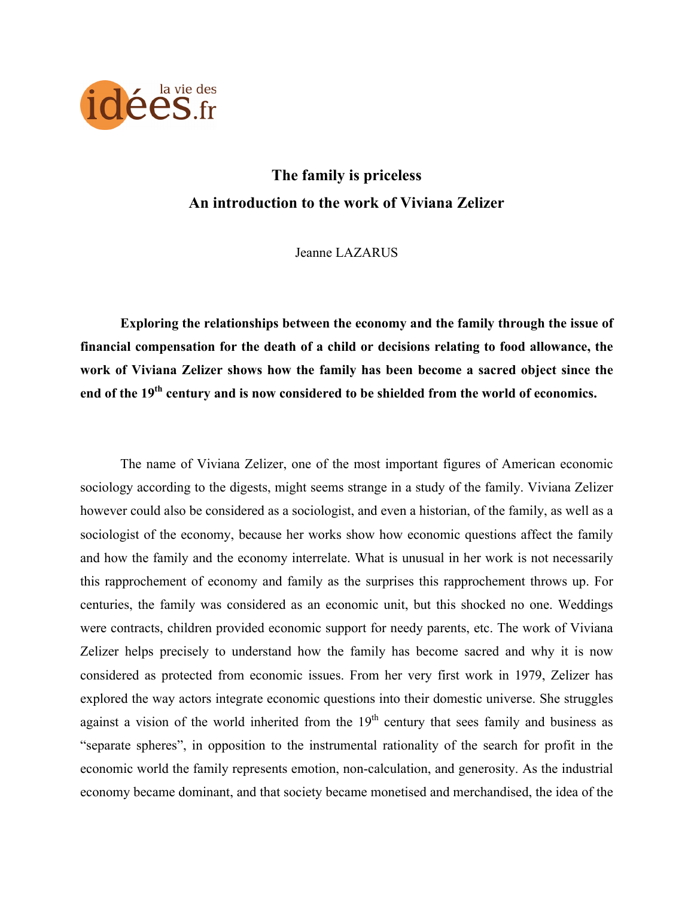# The family is priceless

## An introduction to the work of Viviana Zelizer

Jeanne LAZARUS

**Exploring the relationships between the economy and the family through the issue of financial compensation for the death of a child or decisions relating to food allowance, the work of Viviana Zelizer shows how the family has been become a sacred object since the end of the 19th century and is now considered to be shielded from the world of economics.**

The name of Viviana Zelizer, one of the most important figures of American economic sociology according to the digests, might seems strange in a study of the family. Viviana Zelizer however could also be considered as a sociologist, and even a historian, of the family, as well as a sociologist of the economy, because her works show how economic questions affect the family and how the family and the economy interrelate. What is unusual in her work is not necessarily this rapprochement of economy and family as the surprises this rapprochement throws up. For centuries, the family was considered as an economic unit, but this shocked no one. Weddings were contracts, children provided economic support for needy parents, etc. The work of Viviana Zelizer helps precisely to understand how the family has become sacred and why it is now considered as protected from economic issues. From her very first work in 1979, Zelizer has explored the way actors integrate economic questions into their domestic universe. She struggles against a vision of the world inherited from the 19th century that sees family and business as "separate spheres", in opposition to the instrumental rationality of the search for profit in the economic world the family represents emotion, non-calculation, and generosity. As the industrial economy became dominant, and that society became monetised and merchandised, the idea of the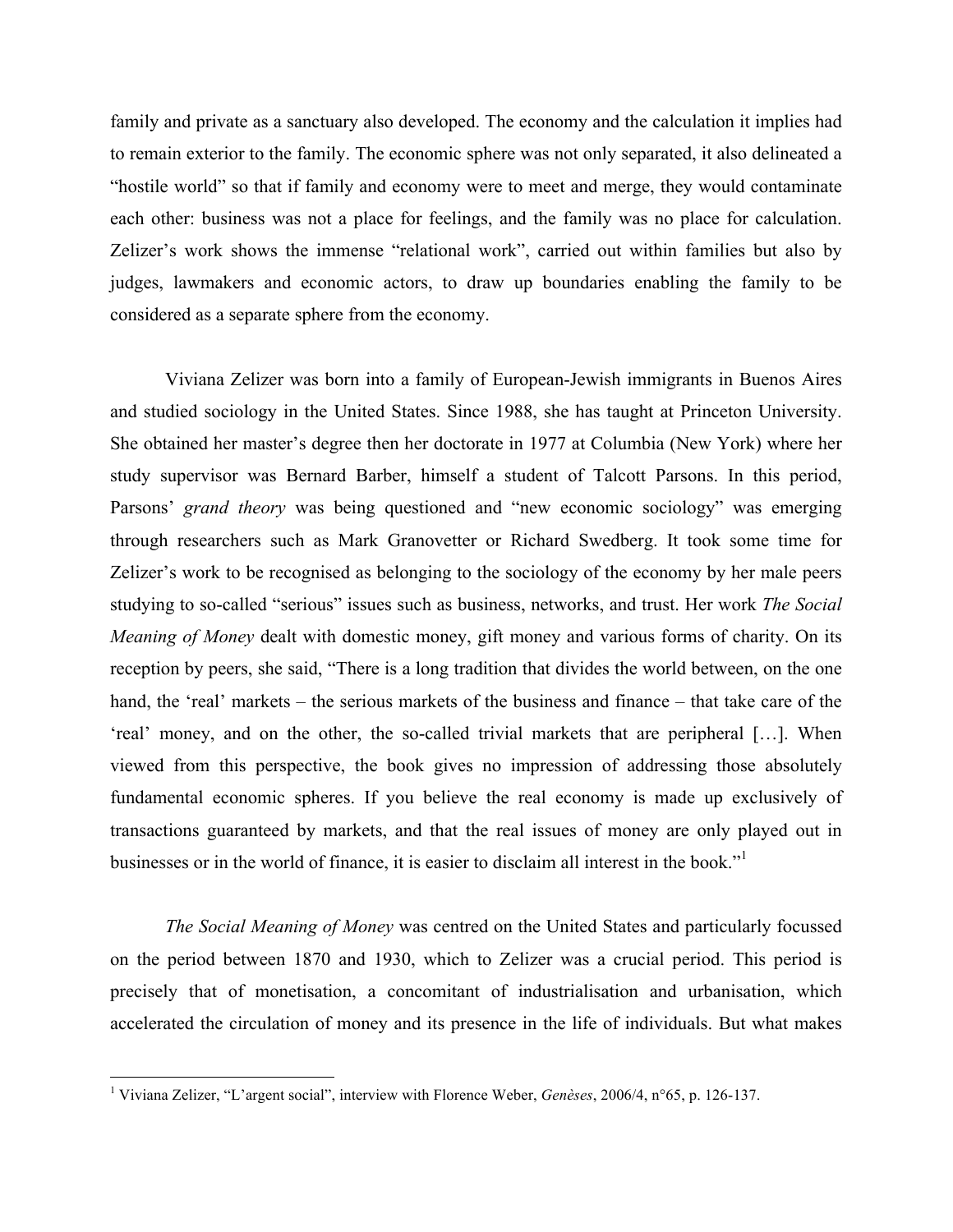family and private as a sanctuary also developed. The economy and the calculation it implies had to remain exterior to the family. The economic sphere was not only separated, it also delineated a "hostile world" so that if family and economy were to meet and merge, they would contaminate each other: business was not a place for feelings, and the family was no place for calculation. Zelizer's work shows the immense "relational work", carried out within families but also by judges, lawmakers and economic actors, to draw up boundaries enabling the family to be considered as a separate sphere from the economy.

Viviana Zelizer was born into a family of European-Jewish immigrants in Buenos Aires and studied sociology in the United States. Since 1988, she has taught at Princeton University. She obtained her master's degree then her doctorate in 1977 at Columbia (New York) where her study supervisor was Bernard Barber, himself a student of Talcott Parsons. In this period, Parsons' *grand theory* was being questioned and "new economic sociology" was emerging through researchers such as Mark Granovetter or Richard Swedberg. It took some time for Zelizer's work to be recognised as belonging to the sociology of the economy by her male peers studying to so-called "serious" issues such as business, networks, and trust. Her work *The Social Meaning of Money* dealt with domestic money, gift money and various forms of charity. On its reception by peers, she said, "There is a long tradition that divides the world between, on the one hand, the 'real' markets – the serious markets of the business and finance – that take care of the 'real' money, and on the other, the so-called trivial markets that are peripheral […]. When viewed from this perspective, the book gives no impression of addressing those absolutely fundamental economic spheres. If you believe the real economy is made up exclusively of transactions guaranteed by markets, and that the real issues of money are only played out in businesses or in the world of finance, it is easier to disclaim all interest in the book."[1]

*The Social Meaning of Money* was centred on the United States and particularly focussed on the period between 1870 and 1930, which to Zelizer was a crucial period. This period is precisely that of monetisation, a concomitant of industrialisation and urbanisation, which accelerated the circulation of money and its presence in the life of individuals. But what makes

---

[1] Viviana Zelizer, "L'argent social", interview with Florence Weber, *Genèses*, 2006/4, n°65, p. 126-137.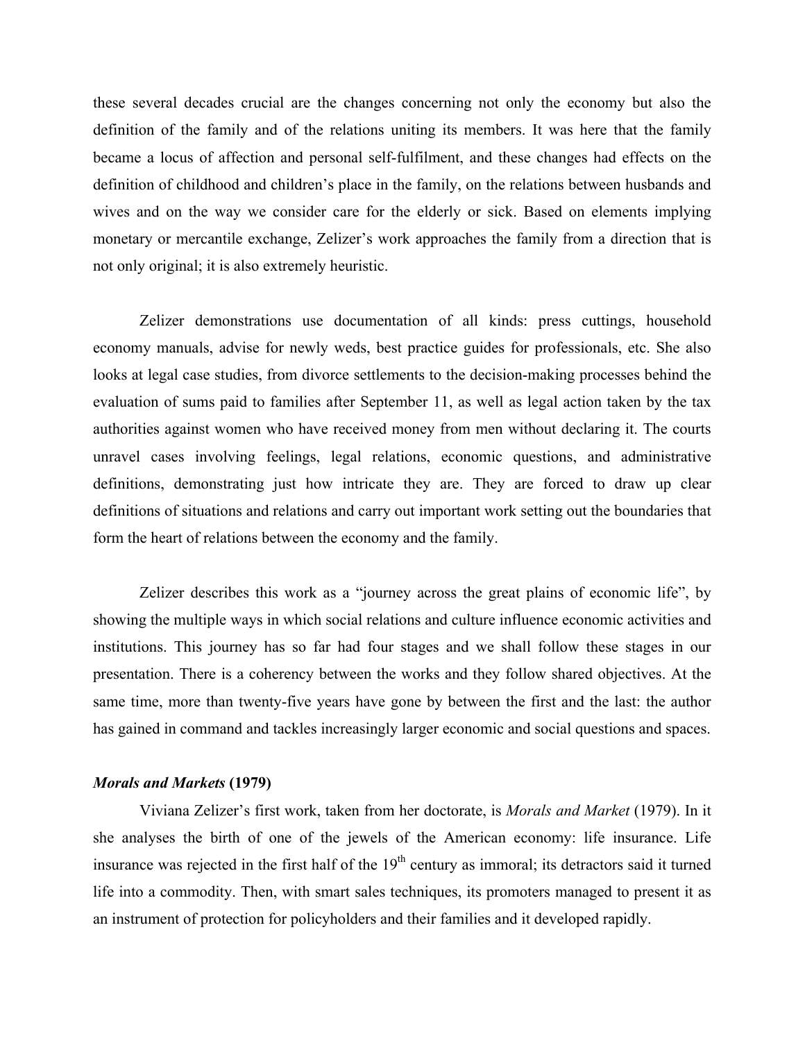these several decades crucial are the changes concerning not only the economy but also the definition of the family and of the relations uniting its members. It was here that the family became a locus of affection and personal self-fulfilment, and these changes had effects on the definition of childhood and children's place in the family, on the relations between husbands and wives and on the way we consider care for the elderly or sick. Based on elements implying monetary or mercantile exchange, Zelizer's work approaches the family from a direction that is not only original; it is also extremely heuristic.

Zelizer demonstrations use documentation of all kinds: press cuttings, household economy manuals, advise for newly weds, best practice guides for professionals, etc. She also looks at legal case studies, from divorce settlements to the decision-making processes behind the evaluation of sums paid to families after September 11, as well as legal action taken by the tax authorities against women who have received money from men without declaring it. The courts unravel cases involving feelings, legal relations, economic questions, and administrative definitions, demonstrating just how intricate they are. They are forced to draw up clear definitions of situations and relations and carry out important work setting out the boundaries that form the heart of relations between the economy and the family.

Zelizer describes this work as a "journey across the great plains of economic life", by showing the multiple ways in which social relations and culture influence economic activities and institutions. This journey has so far had four stages and we shall follow these stages in our presentation. There is a coherency between the works and they follow shared objectives. At the same time, more than twenty-five years have gone by between the first and the last: the author has gained in command and tackles increasingly larger economic and social questions and spaces.

### ***Morals and Markets*** **(1979)**

Viviana Zelizer's first work, taken from her doctorate, is *Morals and Market* (1979). In it she analyses the birth of one of the jewels of the American economy: life insurance. Life insurance was rejected in the first half of the 19th century as immoral; its detractors said it turned life into a commodity. Then, with smart sales techniques, its promoters managed to present it as an instrument of protection for policyholders and their families and it developed rapidly.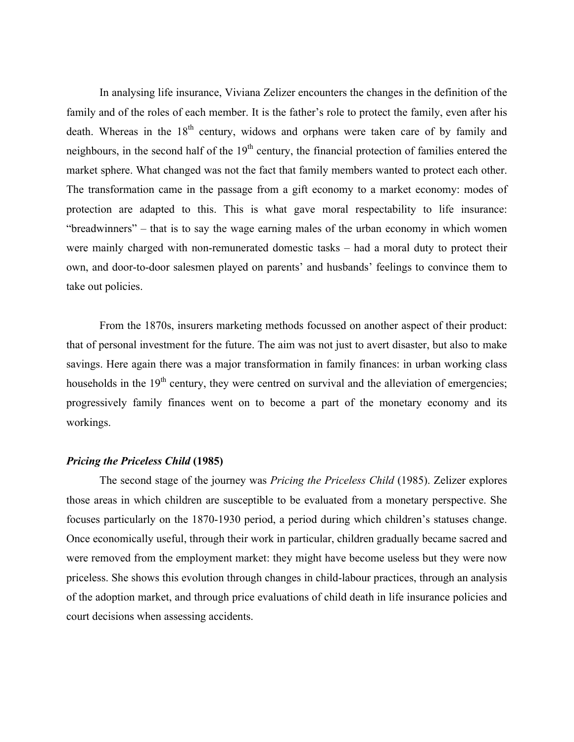In analysing life insurance, Viviana Zelizer encounters the changes in the definition of the family and of the roles of each member. It is the father's role to protect the family, even after his death. Whereas in the 18th century, widows and orphans were taken care of by family and neighbours, in the second half of the 19th century, the financial protection of families entered the market sphere. What changed was not the fact that family members wanted to protect each other. The transformation came in the passage from a gift economy to a market economy: modes of protection are adapted to this. This is what gave moral respectability to life insurance: "breadwinners" – that is to say the wage earning males of the urban economy in which women were mainly charged with non-remunerated domestic tasks – had a moral duty to protect their own, and door-to-door salesmen played on parents' and husbands' feelings to convince them to take out policies.

From the 1870s, insurers marketing methods focussed on another aspect of their product: that of personal investment for the future. The aim was not just to avert disaster, but also to make savings. Here again there was a major transformation in family finances: in urban working class households in the 19th century, they were centred on survival and the alleviation of emergencies; progressively family finances went on to become a part of the monetary economy and its workings.

***Pricing the Priceless Child* (1985)**

The second stage of the journey was *Pricing the Priceless Child* (1985). Zelizer explores those areas in which children are susceptible to be evaluated from a monetary perspective. She focuses particularly on the 1870-1930 period, a period during which children's statuses change. Once economically useful, through their work in particular, children gradually became sacred and were removed from the employment market: they might have become useless but they were now priceless. She shows this evolution through changes in child-labour practices, through an analysis of the adoption market, and through price evaluations of child death in life insurance policies and court decisions when assessing accidents.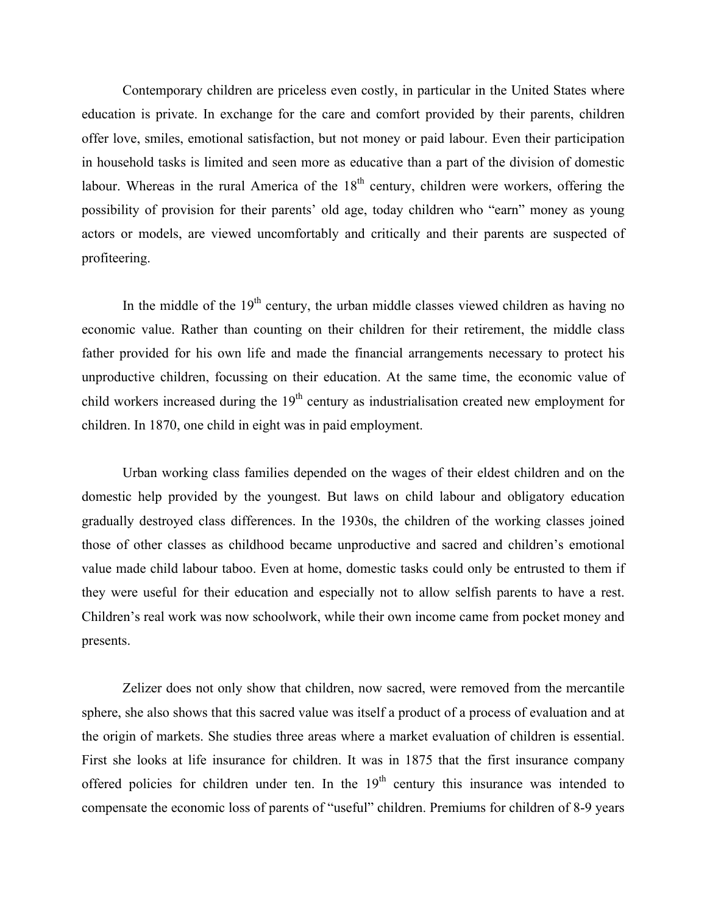Contemporary children are priceless even costly, in particular in the United States where education is private. In exchange for the care and comfort provided by their parents, children offer love, smiles, emotional satisfaction, but not money or paid labour. Even their participation in household tasks is limited and seen more as educative than a part of the division of domestic labour. Whereas in the rural America of the 18th century, children were workers, offering the possibility of provision for their parents' old age, today children who "earn" money as young actors or models, are viewed uncomfortably and critically and their parents are suspected of profiteering.

In the middle of the 19th century, the urban middle classes viewed children as having no economic value. Rather than counting on their children for their retirement, the middle class father provided for his own life and made the financial arrangements necessary to protect his unproductive children, focussing on their education. At the same time, the economic value of child workers increased during the 19th century as industrialisation created new employment for children. In 1870, one child in eight was in paid employment.

Urban working class families depended on the wages of their eldest children and on the domestic help provided by the youngest. But laws on child labour and obligatory education gradually destroyed class differences. In the 1930s, the children of the working classes joined those of other classes as childhood became unproductive and sacred and children's emotional value made child labour taboo. Even at home, domestic tasks could only be entrusted to them if they were useful for their education and especially not to allow selfish parents to have a rest. Children's real work was now schoolwork, while their own income came from pocket money and presents.

Zelizer does not only show that children, now sacred, were removed from the mercantile sphere, she also shows that this sacred value was itself a product of a process of evaluation and at the origin of markets. She studies three areas where a market evaluation of children is essential. First she looks at life insurance for children. It was in 1875 that the first insurance company offered policies for children under ten. In the 19th century this insurance was intended to compensate the economic loss of parents of "useful" children. Premiums for children of 8-9 years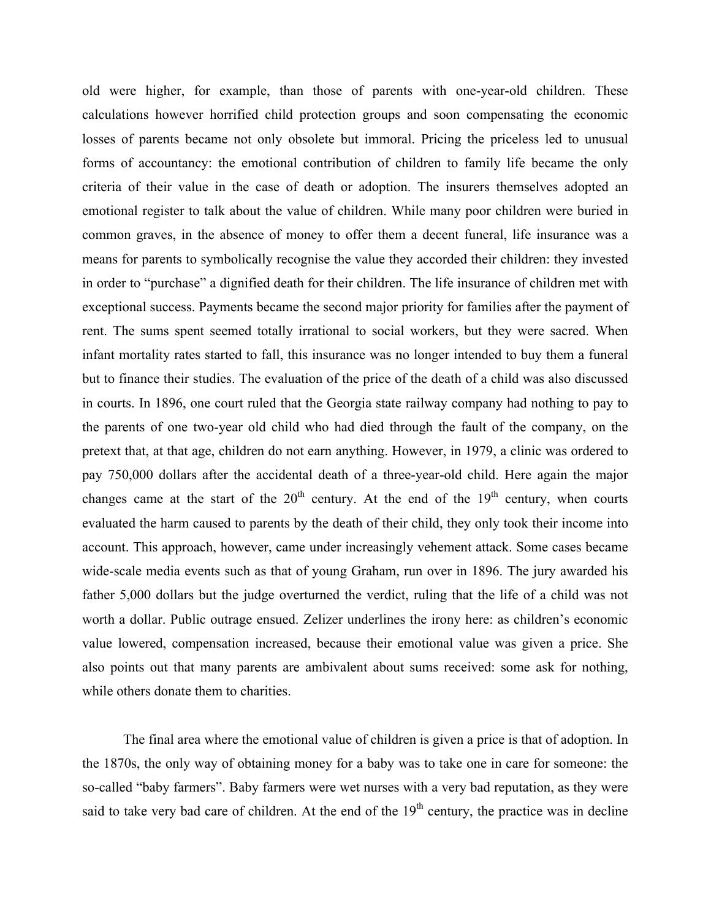old were higher, for example, than those of parents with one-year-old children. These calculations however horrified child protection groups and soon compensating the economic losses of parents became not only obsolete but immoral. Pricing the priceless led to unusual forms of accountancy: the emotional contribution of children to family life became the only criteria of their value in the case of death or adoption. The insurers themselves adopted an emotional register to talk about the value of children. While many poor children were buried in common graves, in the absence of money to offer them a decent funeral, life insurance was a means for parents to symbolically recognise the value they accorded their children: they invested in order to "purchase" a dignified death for their children. The life insurance of children met with exceptional success. Payments became the second major priority for families after the payment of rent. The sums spent seemed totally irrational to social workers, but they were sacred. When infant mortality rates started to fall, this insurance was no longer intended to buy them a funeral but to finance their studies. The evaluation of the price of the death of a child was also discussed in courts. In 1896, one court ruled that the Georgia state railway company had nothing to pay to the parents of one two-year old child who had died through the fault of the company, on the pretext that, at that age, children do not earn anything. However, in 1979, a clinic was ordered to pay 750,000 dollars after the accidental death of a three-year-old child. Here again the major changes came at the start of the 20th century. At the end of the 19th century, when courts evaluated the harm caused to parents by the death of their child, they only took their income into account. This approach, however, came under increasingly vehement attack. Some cases became wide-scale media events such as that of young Graham, run over in 1896. The jury awarded his father 5,000 dollars but the judge overturned the verdict, ruling that the life of a child was not worth a dollar. Public outrage ensued. Zelizer underlines the irony here: as children's economic value lowered, compensation increased, because their emotional value was given a price. She also points out that many parents are ambivalent about sums received: some ask for nothing, while others donate them to charities.

The final area where the emotional value of children is given a price is that of adoption. In the 1870s, the only way of obtaining money for a baby was to take one in care for someone: the so-called "baby farmers". Baby farmers were wet nurses with a very bad reputation, as they were said to take very bad care of children. At the end of the 19th century, the practice was in decline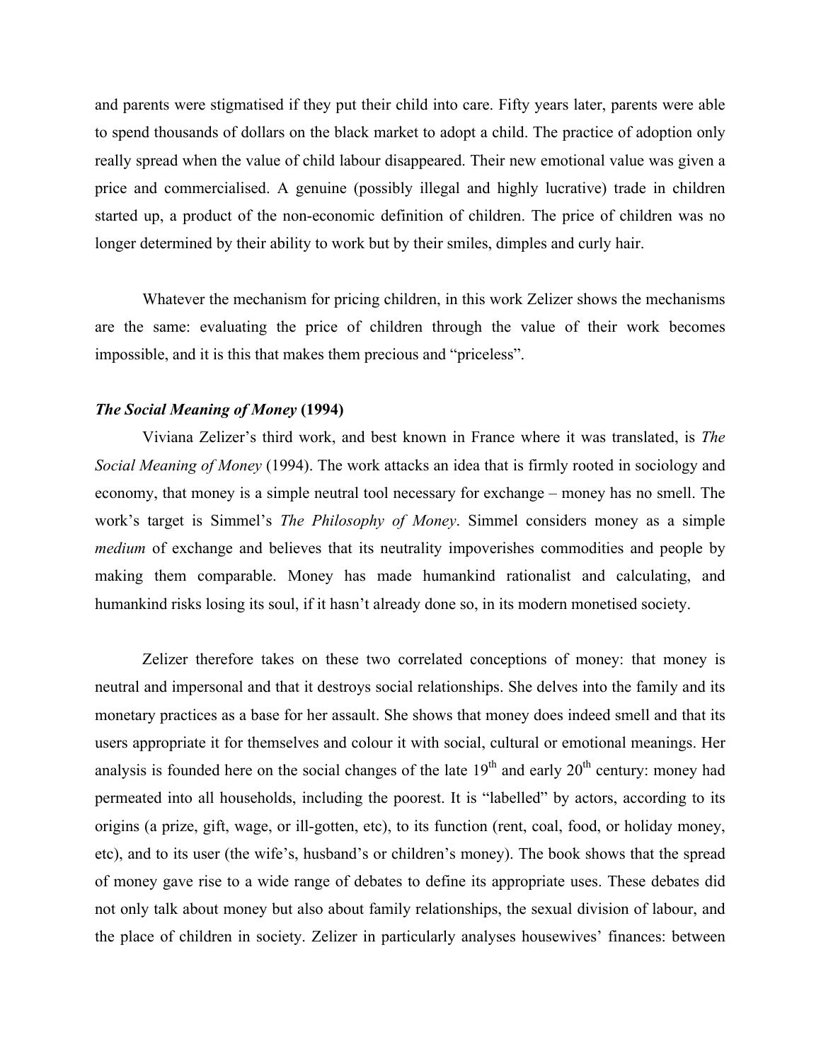and parents were stigmatised if they put their child into care. Fifty years later, parents were able to spend thousands of dollars on the black market to adopt a child. The practice of adoption only really spread when the value of child labour disappeared. Their new emotional value was given a price and commercialised. A genuine (possibly illegal and highly lucrative) trade in children started up, a product of the non-economic definition of children. The price of children was no longer determined by their ability to work but by their smiles, dimples and curly hair.

Whatever the mechanism for pricing children, in this work Zelizer shows the mechanisms are the same: evaluating the price of children through the value of their work becomes impossible, and it is this that makes them precious and "priceless".

### *The Social Meaning of Money* (1994)

Viviana Zelizer's third work, and best known in France where it was translated, is *The Social Meaning of Money* (1994). The work attacks an idea that is firmly rooted in sociology and economy, that money is a simple neutral tool necessary for exchange – money has no smell. The work's target is Simmel's *The Philosophy of Money*. Simmel considers money as a simple *medium* of exchange and believes that its neutrality impoverishes commodities and people by making them comparable. Money has made humankind rationalist and calculating, and humankind risks losing its soul, if it hasn't already done so, in its modern monetised society.

Zelizer therefore takes on these two correlated conceptions of money: that money is neutral and impersonal and that it destroys social relationships. She delves into the family and its monetary practices as a base for her assault. She shows that money does indeed smell and that its users appropriate it for themselves and colour it with social, cultural or emotional meanings. Her analysis is founded here on the social changes of the late 19th and early 20th century: money had permeated into all households, including the poorest. It is "labelled" by actors, according to its origins (a prize, gift, wage, or ill-gotten, etc), to its function (rent, coal, food, or holiday money, etc), and to its user (the wife's, husband's or children's money). The book shows that the spread of money gave rise to a wide range of debates to define its appropriate uses. These debates did not only talk about money but also about family relationships, the sexual division of labour, and the place of children in society. Zelizer in particularly analyses housewives' finances: between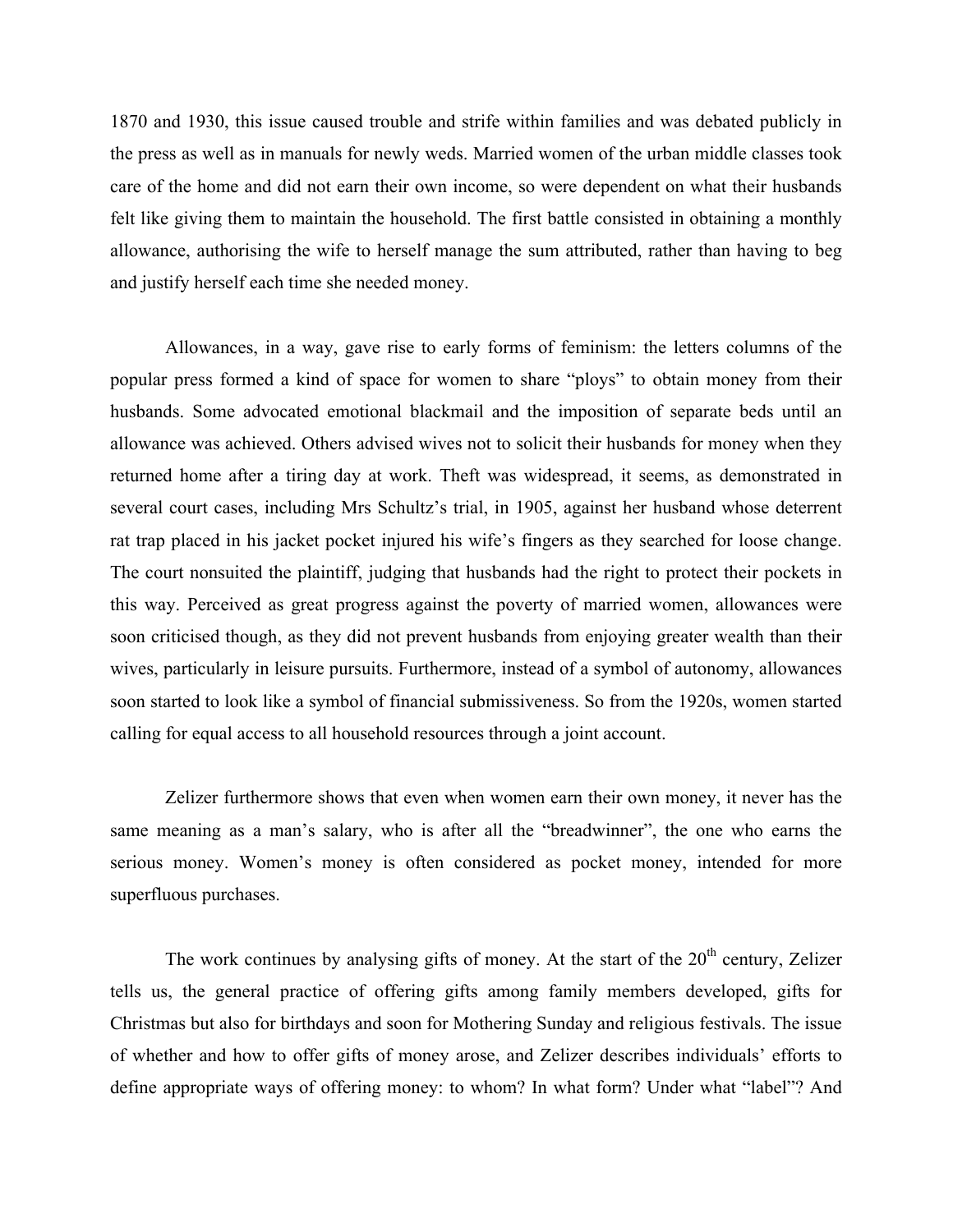1870 and 1930, this issue caused trouble and strife within families and was debated publicly in the press as well as in manuals for newly weds. Married women of the urban middle classes took care of the home and did not earn their own income, so were dependent on what their husbands felt like giving them to maintain the household. The first battle consisted in obtaining a monthly allowance, authorising the wife to herself manage the sum attributed, rather than having to beg and justify herself each time she needed money.

Allowances, in a way, gave rise to early forms of feminism: the letters columns of the popular press formed a kind of space for women to share "ploys" to obtain money from their husbands. Some advocated emotional blackmail and the imposition of separate beds until an allowance was achieved. Others advised wives not to solicit their husbands for money when they returned home after a tiring day at work. Theft was widespread, it seems, as demonstrated in several court cases, including Mrs Schultz's trial, in 1905, against her husband whose deterrent rat trap placed in his jacket pocket injured his wife's fingers as they searched for loose change. The court nonsuited the plaintiff, judging that husbands had the right to protect their pockets in this way. Perceived as great progress against the poverty of married women, allowances were soon criticised though, as they did not prevent husbands from enjoying greater wealth than their wives, particularly in leisure pursuits. Furthermore, instead of a symbol of autonomy, allowances soon started to look like a symbol of financial submissiveness. So from the 1920s, women started calling for equal access to all household resources through a joint account.

Zelizer furthermore shows that even when women earn their own money, it never has the same meaning as a man's salary, who is after all the "breadwinner", the one who earns the serious money. Women's money is often considered as pocket money, intended for more superfluous purchases.

The work continues by analysing gifts of money. At the start of the 20th century, Zelizer tells us, the general practice of offering gifts among family members developed, gifts for Christmas but also for birthdays and soon for Mothering Sunday and religious festivals. The issue of whether and how to offer gifts of money arose, and Zelizer describes individuals' efforts to define appropriate ways of offering money: to whom? In what form? Under what "label"? And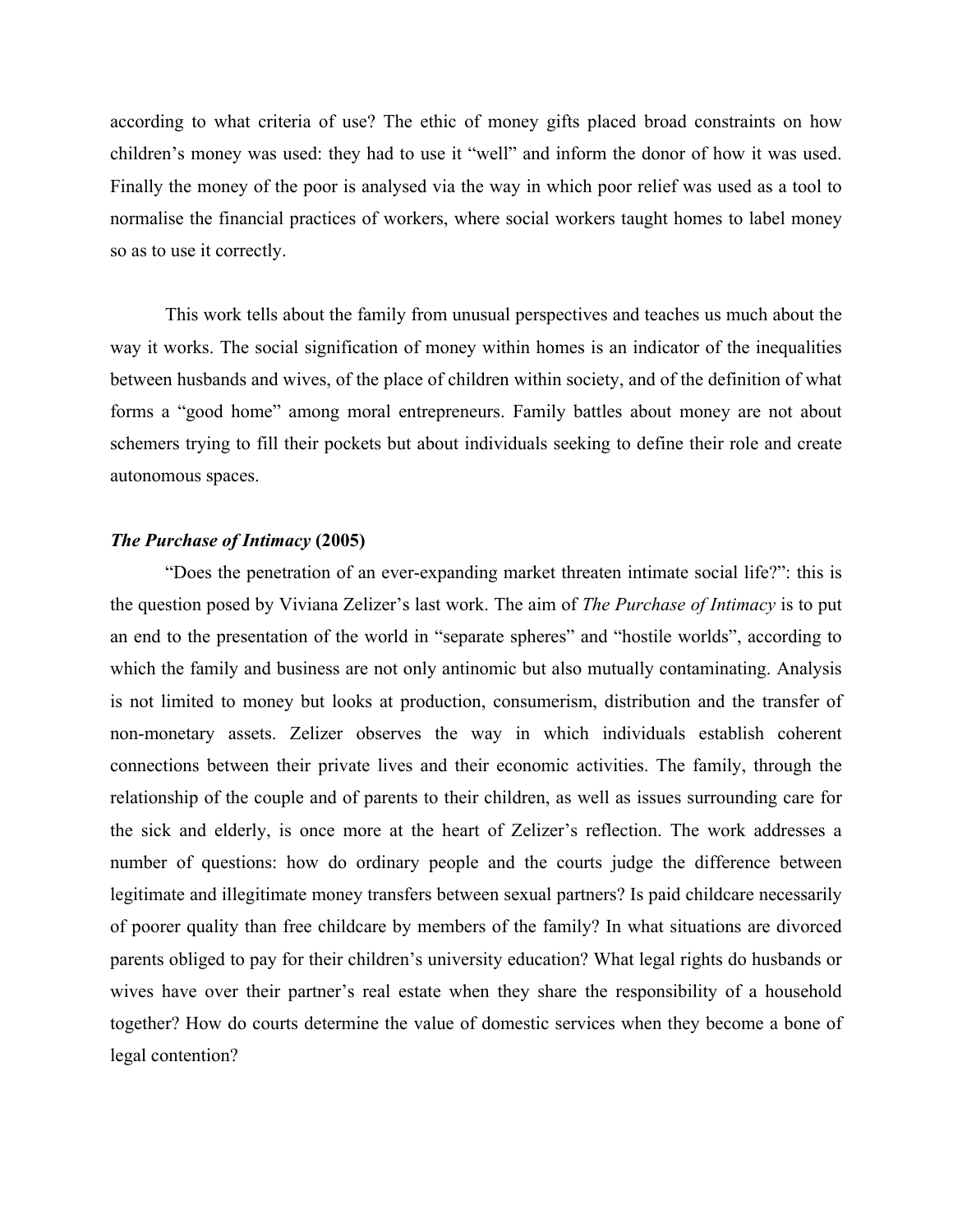according to what criteria of use? The ethic of money gifts placed broad constraints on how children's money was used: they had to use it "well" and inform the donor of how it was used. Finally the money of the poor is analysed via the way in which poor relief was used as a tool to normalise the financial practices of workers, where social workers taught homes to label money so as to use it correctly.

This work tells about the family from unusual perspectives and teaches us much about the way it works. The social signification of money within homes is an indicator of the inequalities between husbands and wives, of the place of children within society, and of the definition of what forms a "good home" among moral entrepreneurs. Family battles about money are not about schemers trying to fill their pockets but about individuals seeking to define their role and create autonomous spaces.

### *The Purchase of Intimacy* (2005)

"Does the penetration of an ever-expanding market threaten intimate social life?": this is the question posed by Viviana Zelizer's last work. The aim of *The Purchase of Intimacy* is to put an end to the presentation of the world in "separate spheres" and "hostile worlds", according to which the family and business are not only antinomic but also mutually contaminating. Analysis is not limited to money but looks at production, consumerism, distribution and the transfer of non-monetary assets. Zelizer observes the way in which individuals establish coherent connections between their private lives and their economic activities. The family, through the relationship of the couple and of parents to their children, as well as issues surrounding care for the sick and elderly, is once more at the heart of Zelizer's reflection. The work addresses a number of questions: how do ordinary people and the courts judge the difference between legitimate and illegitimate money transfers between sexual partners? Is paid childcare necessarily of poorer quality than free childcare by members of the family? In what situations are divorced parents obliged to pay for their children's university education? What legal rights do husbands or wives have over their partner's real estate when they share the responsibility of a household together? How do courts determine the value of domestic services when they become a bone of legal contention?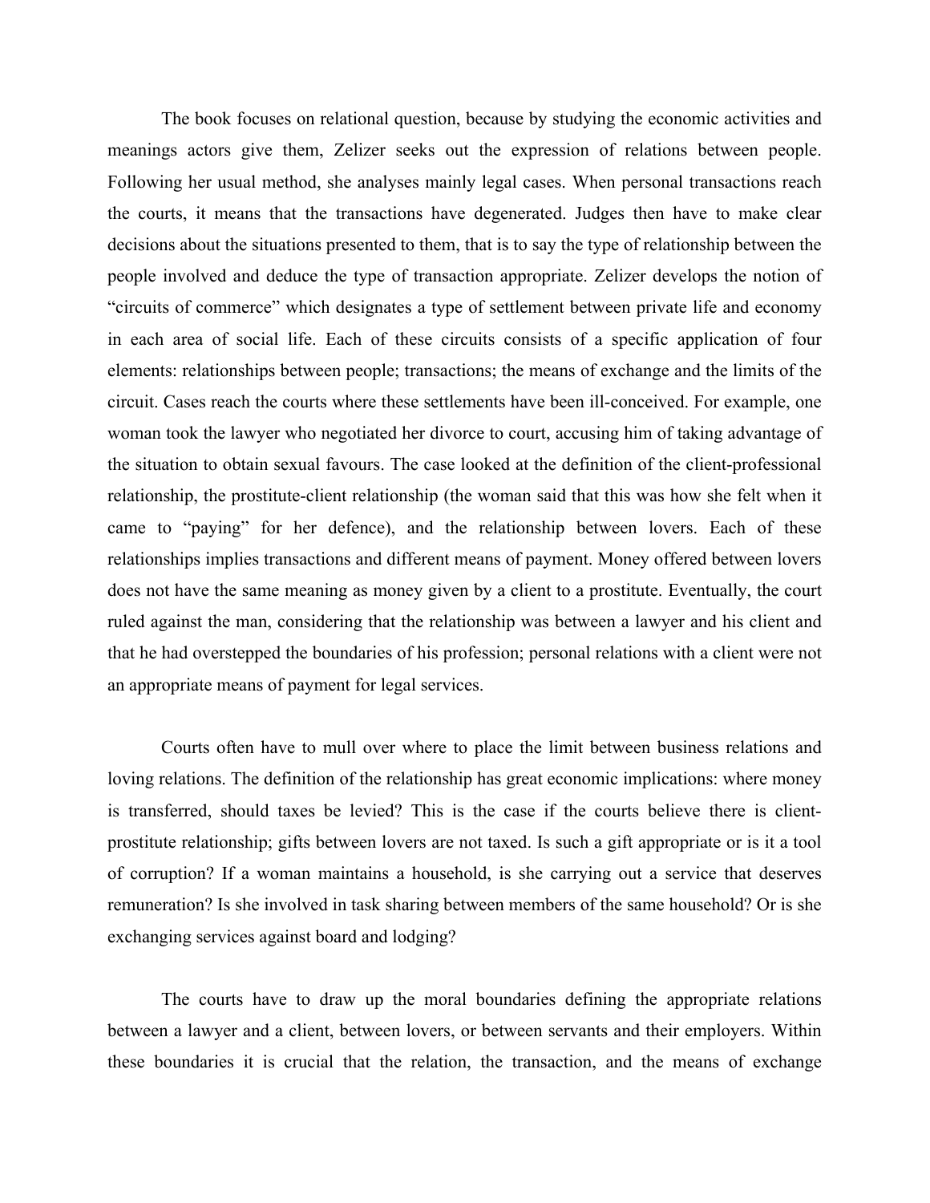The book focuses on relational question, because by studying the economic activities and meanings actors give them, Zelizer seeks out the expression of relations between people. Following her usual method, she analyses mainly legal cases. When personal transactions reach the courts, it means that the transactions have degenerated. Judges then have to make clear decisions about the situations presented to them, that is to say the type of relationship between the people involved and deduce the type of transaction appropriate. Zelizer develops the notion of "circuits of commerce" which designates a type of settlement between private life and economy in each area of social life. Each of these circuits consists of a specific application of four elements: relationships between people; transactions; the means of exchange and the limits of the circuit. Cases reach the courts where these settlements have been ill-conceived. For example, one woman took the lawyer who negotiated her divorce to court, accusing him of taking advantage of the situation to obtain sexual favours. The case looked at the definition of the client-professional relationship, the prostitute-client relationship (the woman said that this was how she felt when it came to "paying" for her defence), and the relationship between lovers. Each of these relationships implies transactions and different means of payment. Money offered between lovers does not have the same meaning as money given by a client to a prostitute. Eventually, the court ruled against the man, considering that the relationship was between a lawyer and his client and that he had overstepped the boundaries of his profession; personal relations with a client were not an appropriate means of payment for legal services.

Courts often have to mull over where to place the limit between business relations and loving relations. The definition of the relationship has great economic implications: where money is transferred, should taxes be levied? This is the case if the courts believe there is client-prostitute relationship; gifts between lovers are not taxed. Is such a gift appropriate or is it a tool of corruption? If a woman maintains a household, is she carrying out a service that deserves remuneration? Is she involved in task sharing between members of the same household? Or is she exchanging services against board and lodging?

The courts have to draw up the moral boundaries defining the appropriate relations between a lawyer and a client, between lovers, or between servants and their employers. Within these boundaries it is crucial that the relation, the transaction, and the means of exchange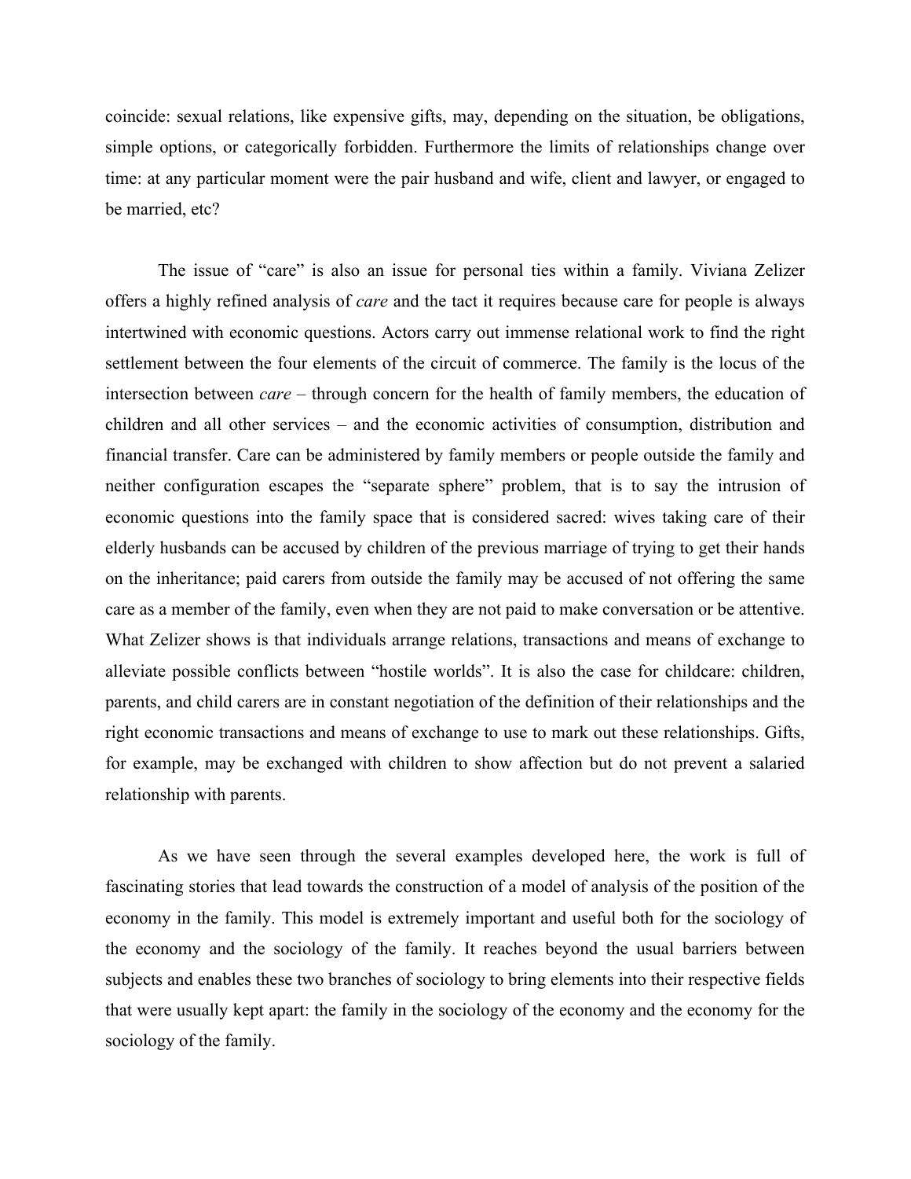coincide: sexual relations, like expensive gifts, may, depending on the situation, be obligations, simple options, or categorically forbidden. Furthermore the limits of relationships change over time: at any particular moment were the pair husband and wife, client and lawyer, or engaged to be married, etc?

The issue of "care" is also an issue for personal ties within a family. Viviana Zelizer offers a highly refined analysis of *care* and the tact it requires because care for people is always intertwined with economic questions. Actors carry out immense relational work to find the right settlement between the four elements of the circuit of commerce. The family is the locus of the intersection between *care* – through concern for the health of family members, the education of children and all other services – and the economic activities of consumption, distribution and financial transfer. Care can be administered by family members or people outside the family and neither configuration escapes the "separate sphere" problem, that is to say the intrusion of economic questions into the family space that is considered sacred: wives taking care of their elderly husbands can be accused by children of the previous marriage of trying to get their hands on the inheritance; paid carers from outside the family may be accused of not offering the same care as a member of the family, even when they are not paid to make conversation or be attentive. What Zelizer shows is that individuals arrange relations, transactions and means of exchange to alleviate possible conflicts between "hostile worlds". It is also the case for childcare: children, parents, and child carers are in constant negotiation of the definition of their relationships and the right economic transactions and means of exchange to use to mark out these relationships. Gifts, for example, may be exchanged with children to show affection but do not prevent a salaried relationship with parents.

As we have seen through the several examples developed here, the work is full of fascinating stories that lead towards the construction of a model of analysis of the position of the economy in the family. This model is extremely important and useful both for the sociology of the economy and the sociology of the family. It reaches beyond the usual barriers between subjects and enables these two branches of sociology to bring elements into their respective fields that were usually kept apart: the family in the sociology of the economy and the economy for the sociology of the family.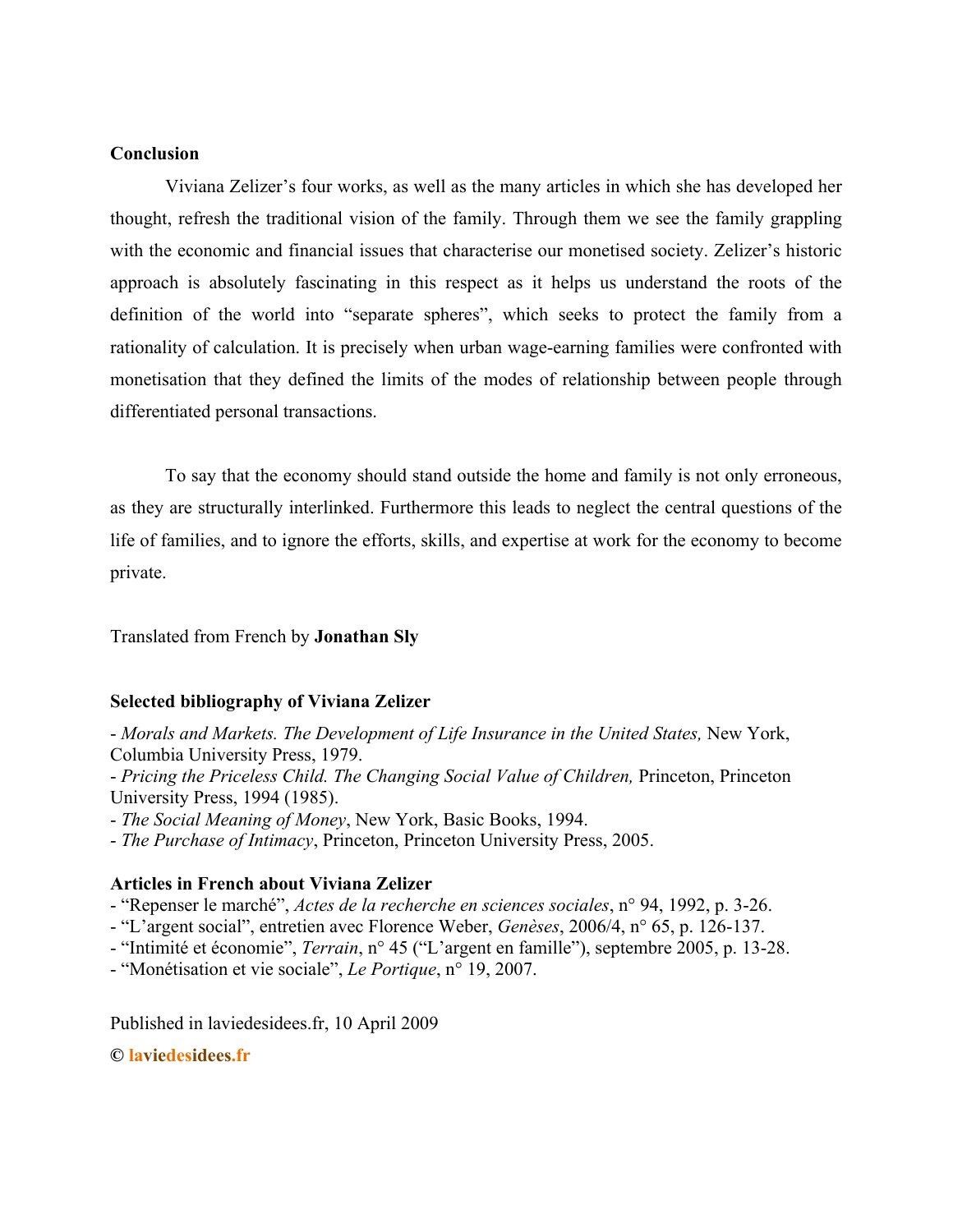## Conclusion

Viviana Zelizer's four works, as well as the many articles in which she has developed her thought, refresh the traditional vision of the family. Through them we see the family grappling with the economic and financial issues that characterise our monetised society. Zelizer's historic approach is absolutely fascinating in this respect as it helps us understand the roots of the definition of the world into "separate spheres", which seeks to protect the family from a rationality of calculation. It is precisely when urban wage-earning families were confronted with monetisation that they defined the limits of the modes of relationship between people through differentiated personal transactions.

To say that the economy should stand outside the home and family is not only erroneous, as they are structurally interlinked. Furthermore this leads to neglect the central questions of the life of families, and to ignore the efforts, skills, and expertise at work for the economy to become private.

Translated from French by **Jonathan Sly**

### Selected bibliography of Viviana Zelizer

- *Morals and Markets. The Development of Life Insurance in the United States,* New York, Columbia University Press, 1979.
- *Pricing the Priceless Child. The Changing Social Value of Children,* Princeton, Princeton University Press, 1994 (1985).
- *The Social Meaning of Money*, New York, Basic Books, 1994.
- *The Purchase of Intimacy*, Princeton, Princeton University Press, 2005.

### Articles in French about Viviana Zelizer

- "Repenser le marché", *Actes de la recherche en sciences sociales*, n° 94, 1992, p. 3-26.
- "L'argent social", entretien avec Florence Weber, *Genèses*, 2006/4, n° 65, p. 126-137.
- "Intimité et économie", *Terrain*, n° 45 ("L'argent en famille"), septembre 2005, p. 13-28.
- "Monétisation et vie sociale", *Le Portique*, n° 19, 2007.

Published in laviedesidees.fr, 10 April 2009

**© laviedesidees.fr**